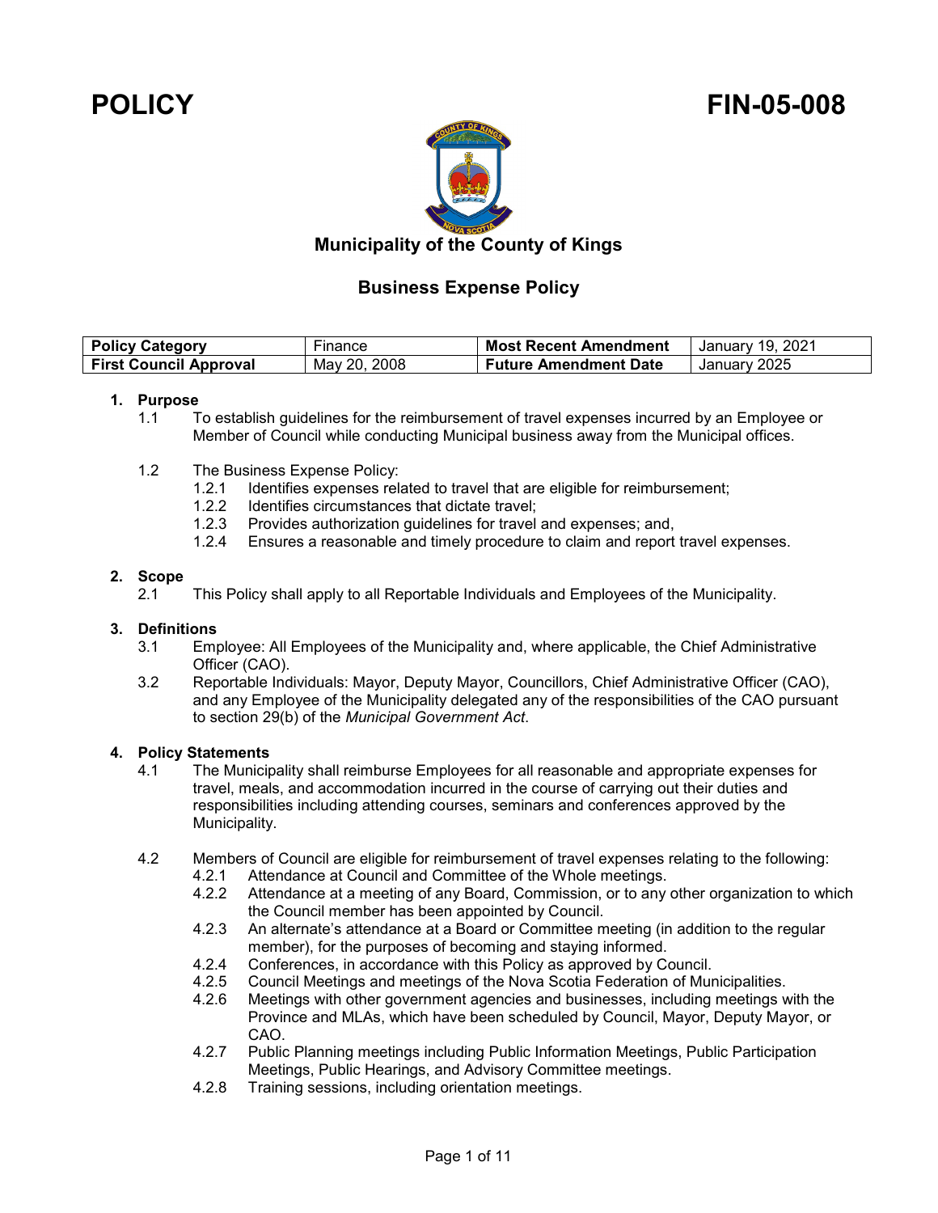# POLICY FIN-05-008

## Municipality of the County of Kings

## Business Expense Policy

| Policy Category | Finance | Most Recent Amendment | January 19, 2021 |
|---|---|---|---|
| First Council Approval | May 20, 2008 | Future Amendment Date | January 2025 |

### 1. Purpose

1.1 To establish guidelines for the reimbursement of travel expenses incurred by an Employee or Member of Council while conducting Municipal business away from the Municipal offices.

1.2 The Business Expense Policy:

- 1.2.1 Identifies expenses related to travel that are eligible for reimbursement;
- 1.2.2 Identifies circumstances that dictate travel;
- 1.2.3 Provides authorization guidelines for travel and expenses; and,
- 1.2.4 Ensures a reasonable and timely procedure to claim and report travel expenses.

### 2. Scope

2.1 This Policy shall apply to all Reportable Individuals and Employees of the Municipality.

### 3. Definitions

3.1 Employee: All Employees of the Municipality and, where applicable, the Chief Administrative Officer (CAO).

3.2 Reportable Individuals: Mayor, Deputy Mayor, Councillors, Chief Administrative Officer (CAO), and any Employee of the Municipality delegated any of the responsibilities of the CAO pursuant to section 29(b) of the *Municipal Government Act*.

### 4. Policy Statements

4.1 The Municipality shall reimburse Employees for all reasonable and appropriate expenses for travel, meals, and accommodation incurred in the course of carrying out their duties and responsibilities including attending courses, seminars and conferences approved by the Municipality.

4.2 Members of Council are eligible for reimbursement of travel expenses relating to the following:

- 4.2.1 Attendance at Council and Committee of the Whole meetings.
- 4.2.2 Attendance at a meeting of any Board, Commission, or to any other organization to which the Council member has been appointed by Council.
- 4.2.3 An alternate's attendance at a Board or Committee meeting (in addition to the regular member), for the purposes of becoming and staying informed.
- 4.2.4 Conferences, in accordance with this Policy as approved by Council.
- 4.2.5 Council Meetings and meetings of the Nova Scotia Federation of Municipalities.
- 4.2.6 Meetings with other government agencies and businesses, including meetings with the Province and MLAs, which have been scheduled by Council, Mayor, Deputy Mayor, or CAO.
- 4.2.7 Public Planning meetings including Public Information Meetings, Public Participation Meetings, Public Hearings, and Advisory Committee meetings.
- 4.2.8 Training sessions, including orientation meetings.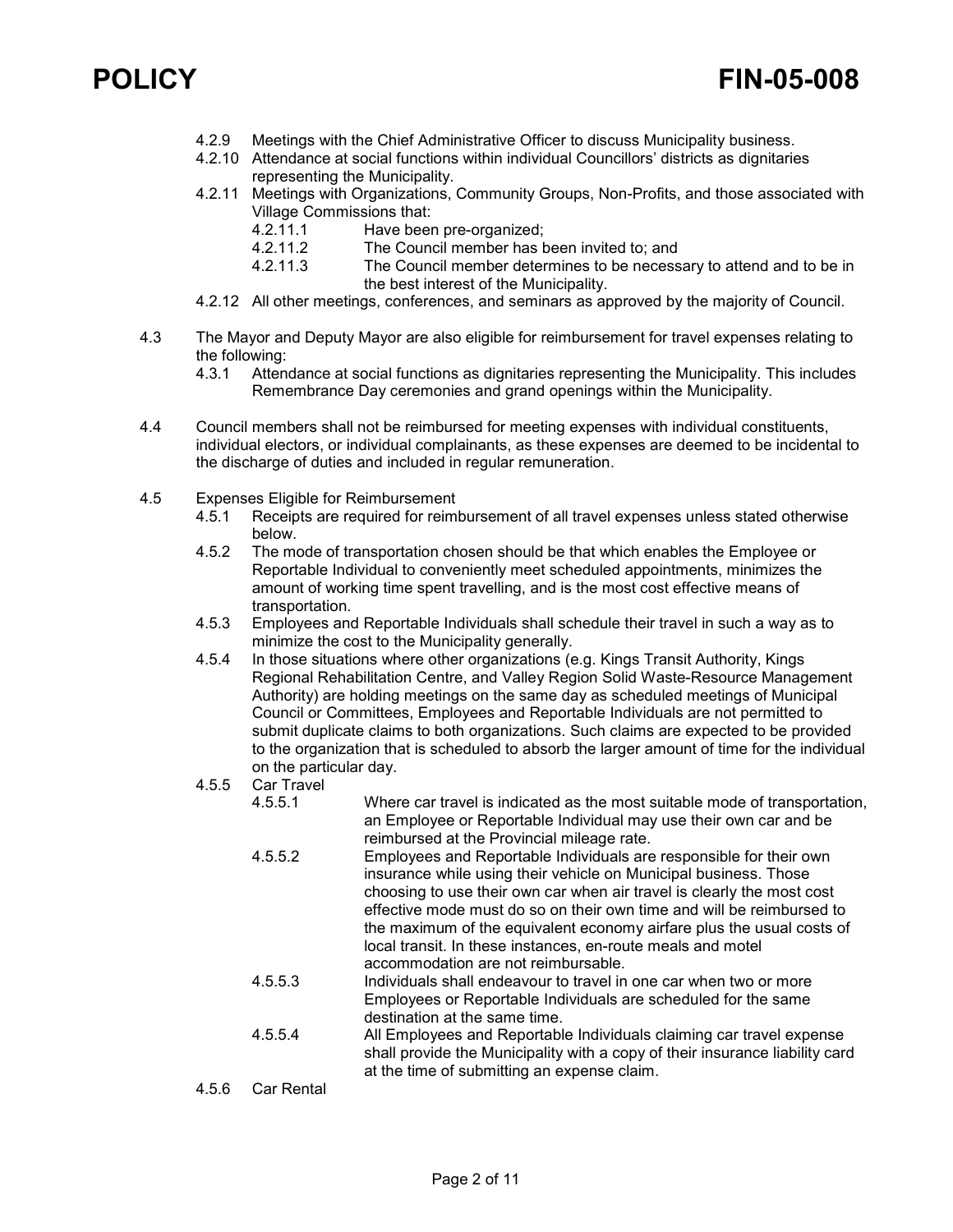- 4.2.9 Meetings with the Chief Administrative Officer to discuss Municipality business.
- 4.2.10 Attendance at social functions within individual Councillors' districts as dignitaries representing the Municipality.
- 4.2.11 Meetings with Organizations, Community Groups, Non-Profits, and those associated with Village Commissions that:
  - 4.2.11.1 Have been pre-organized;
  - 4.2.11.2 The Council member has been invited to; and
  - 4.2.11.3 The Council member determines to be necessary to attend and to be in the best interest of the Municipality.
- 4.2.12 All other meetings, conferences, and seminars as approved by the majority of Council.

4.3 The Mayor and Deputy Mayor are also eligible for reimbursement for travel expenses relating to the following:

- 4.3.1 Attendance at social functions as dignitaries representing the Municipality. This includes Remembrance Day ceremonies and grand openings within the Municipality.

4.4 Council members shall not be reimbursed for meeting expenses with individual constituents, individual electors, or individual complainants, as these expenses are deemed to be incidental to the discharge of duties and included in regular remuneration.

4.5 Expenses Eligible for Reimbursement

- 4.5.1 Receipts are required for reimbursement of all travel expenses unless stated otherwise below.
- 4.5.2 The mode of transportation chosen should be that which enables the Employee or Reportable Individual to conveniently meet scheduled appointments, minimizes the amount of working time spent travelling, and is the most cost effective means of transportation.
- 4.5.3 Employees and Reportable Individuals shall schedule their travel in such a way as to minimize the cost to the Municipality generally.
- 4.5.4 In those situations where other organizations (e.g. Kings Transit Authority, Kings Regional Rehabilitation Centre, and Valley Region Solid Waste-Resource Management Authority) are holding meetings on the same day as scheduled meetings of Municipal Council or Committees, Employees and Reportable Individuals are not permitted to submit duplicate claims to both organizations. Such claims are expected to be provided to the organization that is scheduled to absorb the larger amount of time for the individual on the particular day.
- 4.5.5 Car Travel
  - 4.5.5.1 Where car travel is indicated as the most suitable mode of transportation, an Employee or Reportable Individual may use their own car and be reimbursed at the Provincial mileage rate.
  - 4.5.5.2 Employees and Reportable Individuals are responsible for their own insurance while using their vehicle on Municipal business. Those choosing to use their own car when air travel is clearly the most cost effective mode must do so on their own time and will be reimbursed to the maximum of the equivalent economy airfare plus the usual costs of local transit. In these instances, en-route meals and motel accommodation are not reimbursable.
  - 4.5.5.3 Individuals shall endeavour to travel in one car when two or more Employees or Reportable Individuals are scheduled for the same destination at the same time.
  - 4.5.5.4 All Employees and Reportable Individuals claiming car travel expense shall provide the Municipality with a copy of their insurance liability card at the time of submitting an expense claim.
- 4.5.6 Car Rental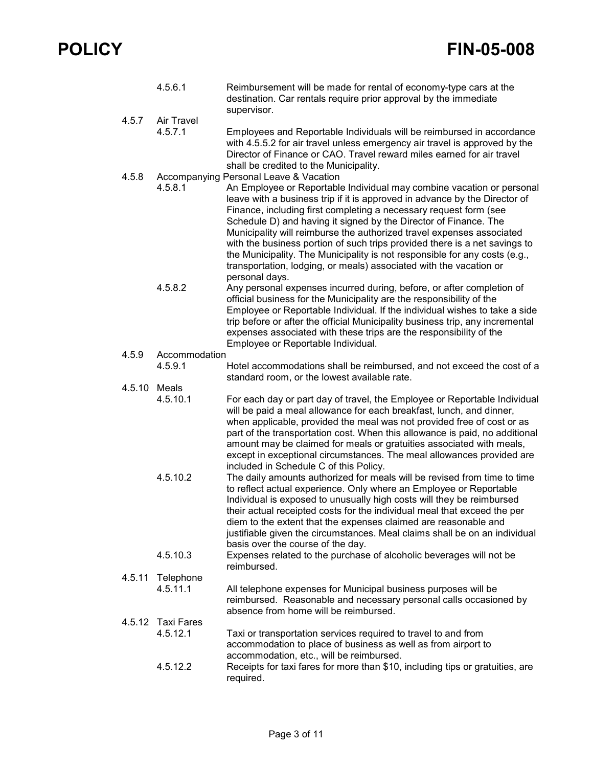4.5.6.1 Reimbursement will be made for rental of economy-type cars at the destination. Car rentals require prior approval by the immediate supervisor.

4.5.7 Air Travel

4.5.7.1 Employees and Reportable Individuals will be reimbursed in accordance with 4.5.5.2 for air travel unless emergency air travel is approved by the Director of Finance or CAO. Travel reward miles earned for air travel shall be credited to the Municipality.

4.5.8 Accompanying Personal Leave & Vacation

4.5.8.1 An Employee or Reportable Individual may combine vacation or personal leave with a business trip if it is approved in advance by the Director of Finance, including first completing a necessary request form (see Schedule D) and having it signed by the Director of Finance. The Municipality will reimburse the authorized travel expenses associated with the business portion of such trips provided there is a net savings to the Municipality. The Municipality is not responsible for any costs (e.g., transportation, lodging, or meals) associated with the vacation or personal days.

4.5.8.2 Any personal expenses incurred during, before, or after completion of official business for the Municipality are the responsibility of the Employee or Reportable Individual. If the individual wishes to take a side trip before or after the official Municipality business trip, any incremental expenses associated with these trips are the responsibility of the Employee or Reportable Individual.

4.5.9 Accommodation

4.5.9.1 Hotel accommodations shall be reimbursed, and not exceed the cost of a standard room, or the lowest available rate.

4.5.10 Meals

4.5.10.1 For each day or part day of travel, the Employee or Reportable Individual will be paid a meal allowance for each breakfast, lunch, and dinner, when applicable, provided the meal was not provided free of cost or as part of the transportation cost. When this allowance is paid, no additional amount may be claimed for meals or gratuities associated with meals, except in exceptional circumstances. The meal allowances provided are included in Schedule C of this Policy.

4.5.10.2 The daily amounts authorized for meals will be revised from time to time to reflect actual experience. Only where an Employee or Reportable Individual is exposed to unusually high costs will they be reimbursed their actual receipted costs for the individual meal that exceed the per diem to the extent that the expenses claimed are reasonable and justifiable given the circumstances. Meal claims shall be on an individual basis over the course of the day.

4.5.10.3 Expenses related to the purchase of alcoholic beverages will not be reimbursed.

4.5.11 Telephone

4.5.11.1 All telephone expenses for Municipal business purposes will be reimbursed. Reasonable and necessary personal calls occasioned by absence from home will be reimbursed.

4.5.12 Taxi Fares

4.5.12.1 Taxi or transportation services required to travel to and from accommodation to place of business as well as from airport to accommodation, etc., will be reimbursed.

4.5.12.2 Receipts for taxi fares for more than $10, including tips or gratuities, are required.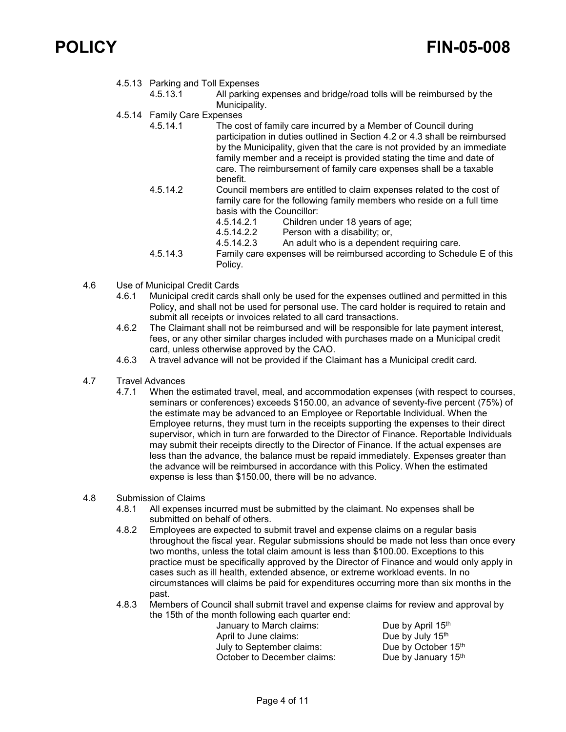4.5.13 Parking and Toll Expenses

4.5.13.1 All parking expenses and bridge/road tolls will be reimbursed by the Municipality.

4.5.14 Family Care Expenses

4.5.14.1 The cost of family care incurred by a Member of Council during participation in duties outlined in Section 4.2 or 4.3 shall be reimbursed by the Municipality, given that the care is not provided by an immediate family member and a receipt is provided stating the time and date of care. The reimbursement of family care expenses shall be a taxable benefit.

4.5.14.2 Council members are entitled to claim expenses related to the cost of family care for the following family members who reside on a full time basis with the Councillor:

- 4.5.14.2.1 Children under 18 years of age;
- 4.5.14.2.2 Person with a disability; or,
- 4.5.14.2.3 An adult who is a dependent requiring care.

4.5.14.3 Family care expenses will be reimbursed according to Schedule E of this Policy.

4.6 Use of Municipal Credit Cards

4.6.1 Municipal credit cards shall only be used for the expenses outlined and permitted in this Policy, and shall not be used for personal use. The card holder is required to retain and submit all receipts or invoices related to all card transactions.

4.6.2 The Claimant shall not be reimbursed and will be responsible for late payment interest, fees, or any other similar charges included with purchases made on a Municipal credit card, unless otherwise approved by the CAO.

4.6.3 A travel advance will not be provided if the Claimant has a Municipal credit card.

4.7 Travel Advances

4.7.1 When the estimated travel, meal, and accommodation expenses (with respect to courses, seminars or conferences) exceeds $150.00, an advance of seventy-five percent (75%) of the estimate may be advanced to an Employee or Reportable Individual. When the Employee returns, they must turn in the receipts supporting the expenses to their direct supervisor, which in turn are forwarded to the Director of Finance. Reportable Individuals may submit their receipts directly to the Director of Finance. If the actual expenses are less than the advance, the balance must be repaid immediately. Expenses greater than the advance will be reimbursed in accordance with this Policy. When the estimated expense is less than $150.00, there will be no advance.

4.8 Submission of Claims

4.8.1 All expenses incurred must be submitted by the claimant. No expenses shall be submitted on behalf of others.

4.8.2 Employees are expected to submit travel and expense claims on a regular basis throughout the fiscal year. Regular submissions should be made not less than once every two months, unless the total claim amount is less than $100.00. Exceptions to this practice must be specifically approved by the Director of Finance and would only apply in cases such as ill health, extended absence, or extreme workload events. In no circumstances will claims be paid for expenditures occurring more than six months in the past.

4.8.3 Members of Council shall submit travel and expense claims for review and approval by the 15th of the month following each quarter end:

| | |
|---|---|
| January to March claims: | Due by April 15th |
| April to June claims: | Due by July 15th |
| July to September claims: | Due by October 15th |
| October to December claims: | Due by January 15th |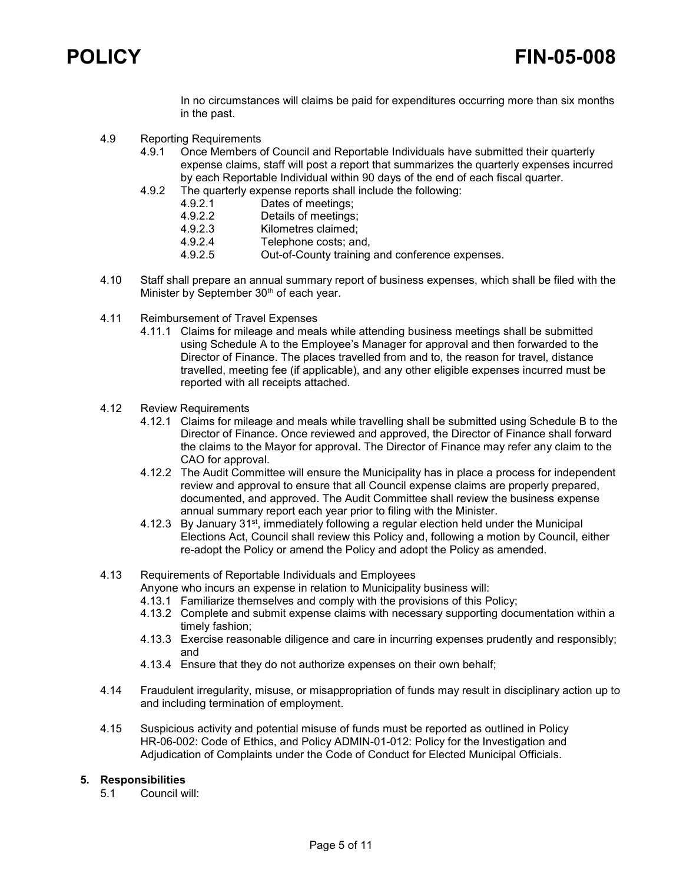In no circumstances will claims be paid for expenditures occurring more than six months in the past.

4.9 Reporting Requirements

4.9.1 Once Members of Council and Reportable Individuals have submitted their quarterly expense claims, staff will post a report that summarizes the quarterly expenses incurred by each Reportable Individual within 90 days of the end of each fiscal quarter.

4.9.2 The quarterly expense reports shall include the following:

4.9.2.1 Dates of meetings;

4.9.2.2 Details of meetings;

4.9.2.3 Kilometres claimed;

4.9.2.4 Telephone costs; and,

4.9.2.5 Out-of-County training and conference expenses.

4.10 Staff shall prepare an annual summary report of business expenses, which shall be filed with the Minister by September 30th of each year.

4.11 Reimbursement of Travel Expenses

4.11.1 Claims for mileage and meals while attending business meetings shall be submitted using Schedule A to the Employee's Manager for approval and then forwarded to the Director of Finance. The places travelled from and to, the reason for travel, distance travelled, meeting fee (if applicable), and any other eligible expenses incurred must be reported with all receipts attached.

4.12 Review Requirements

4.12.1 Claims for mileage and meals while travelling shall be submitted using Schedule B to the Director of Finance. Once reviewed and approved, the Director of Finance shall forward the claims to the Mayor for approval. The Director of Finance may refer any claim to the CAO for approval.

4.12.2 The Audit Committee will ensure the Municipality has in place a process for independent review and approval to ensure that all Council expense claims are properly prepared, documented, and approved. The Audit Committee shall review the business expense annual summary report each year prior to filing with the Minister.

4.12.3 By January 31st, immediately following a regular election held under the Municipal Elections Act, Council shall review this Policy and, following a motion by Council, either re-adopt the Policy or amend the Policy and adopt the Policy as amended.

4.13 Requirements of Reportable Individuals and Employees

Anyone who incurs an expense in relation to Municipality business will:

4.13.1 Familiarize themselves and comply with the provisions of this Policy;

4.13.2 Complete and submit expense claims with necessary supporting documentation within a timely fashion;

4.13.3 Exercise reasonable diligence and care in incurring expenses prudently and responsibly; and

4.13.4 Ensure that they do not authorize expenses on their own behalf;

4.14 Fraudulent irregularity, misuse, or misappropriation of funds may result in disciplinary action up to and including termination of employment.

4.15 Suspicious activity and potential misuse of funds must be reported as outlined in Policy HR-06-002: Code of Ethics, and Policy ADMIN-01-012: Policy for the Investigation and Adjudication of Complaints under the Code of Conduct for Elected Municipal Officials.

## 5. Responsibilities

5.1 Council will: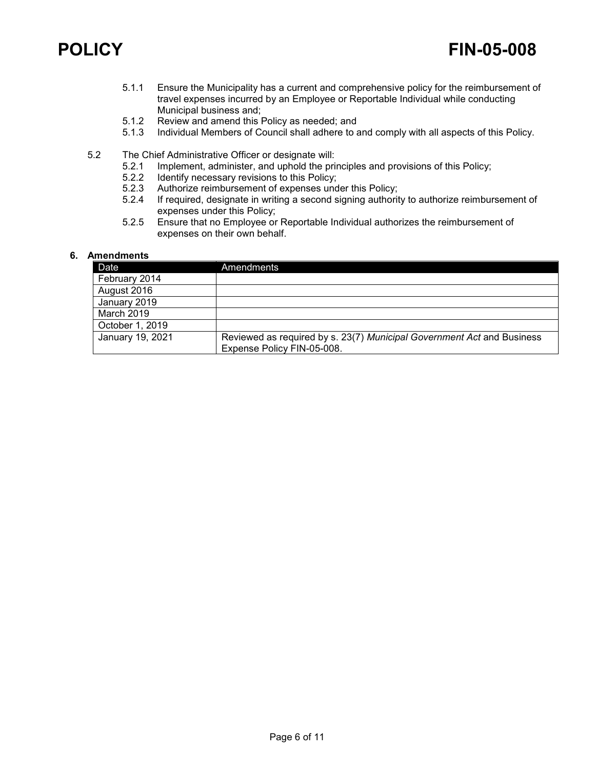5.1.1 Ensure the Municipality has a current and comprehensive policy for the reimbursement of travel expenses incurred by an Employee or Reportable Individual while conducting Municipal business and;

5.1.2 Review and amend this Policy as needed; and

5.1.3 Individual Members of Council shall adhere to and comply with all aspects of this Policy.

5.2 The Chief Administrative Officer or designate will:

5.2.1 Implement, administer, and uphold the principles and provisions of this Policy;

5.2.2 Identify necessary revisions to this Policy;

5.2.3 Authorize reimbursement of expenses under this Policy;

5.2.4 If required, designate in writing a second signing authority to authorize reimbursement of expenses under this Policy;

5.2.5 Ensure that no Employee or Reportable Individual authorizes the reimbursement of expenses on their own behalf.

## 6. Amendments

| Date | Amendments |
| --- | --- |
| February 2014 | |
| August 2016 | |
| January 2019 | |
| March 2019 | |
| October 1, 2019 | |
| January 19, 2021 | Reviewed as required by s. 23(7) *Municipal Government Act* and Business Expense Policy FIN-05-008. |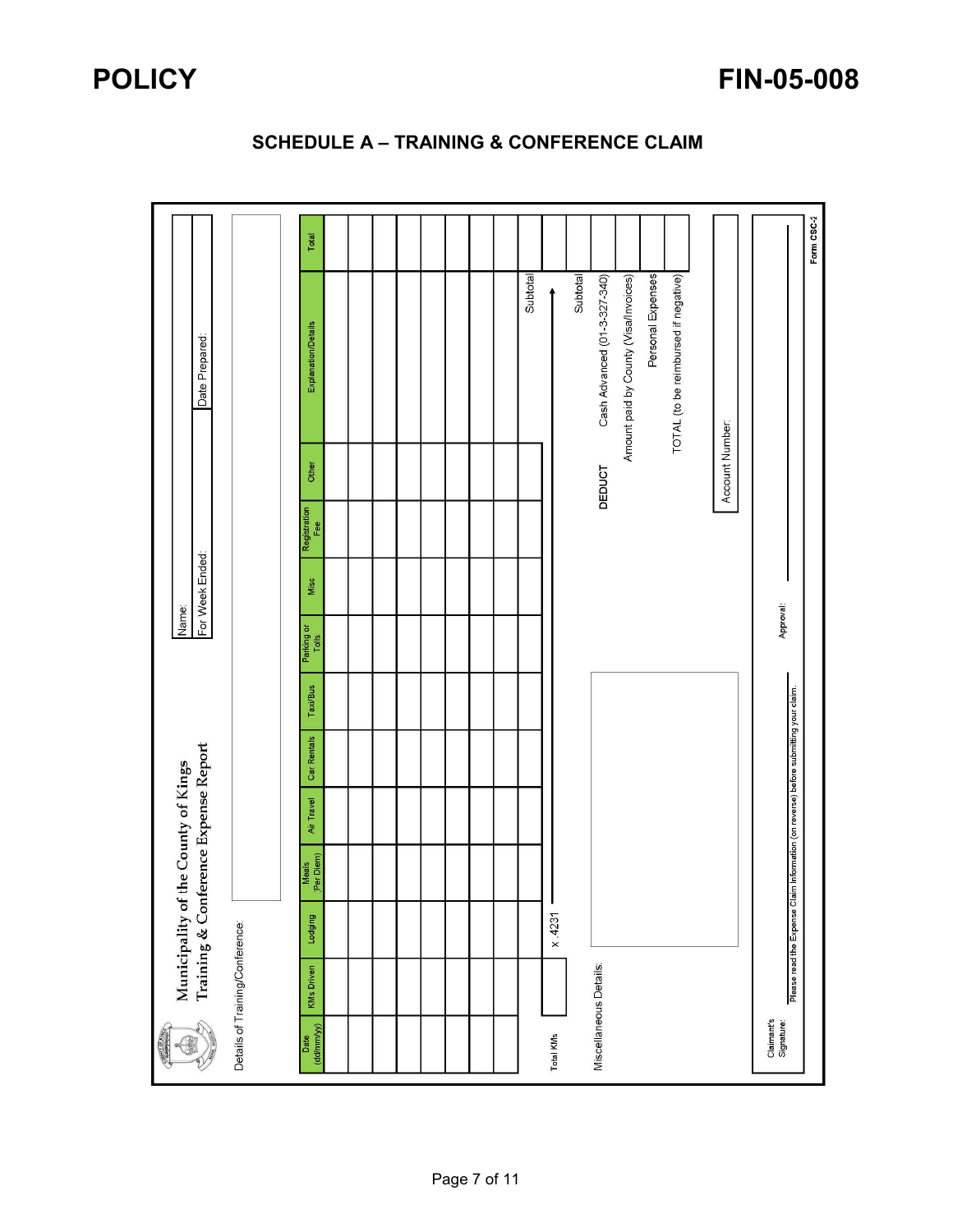# SCHEDULE A – TRAINING & CONFERENCE CLAIM

**Municipality of the County of Kings**
**Training & Conference Expense Report**

Name:

For Week Ended: | Date Prepared:

Details of Training/Conference:

| Date (dd/mm/yy) | KMs Driven | Lodging | Meals (Per Diem) | Air Travel | Car Rentals | Taxi/Bus | Parking or Tolls | Misc | Registration Fee | Other | Explanation/Details | Total |
|---|---|---|---|---|---|---|---|---|---|---|---|---|
| | | | | | | | | | | | | |
| | | | | | | | | | | | | |
| | | | | | | | | | | | | |
| | | | | | | | | | | | | |
| | | | | | | | | | | | | |
| | | | | | | | | | | | | |
| | | | | | | | | | | | | |
| | | | | | | | | | | | | |
| | | | | | | | | | | | | |
| | | | | | | | | | | | Subtotal | |

Total KMs ____ x .4231 → | Subtotal | |

Miscellaneous Details:

| DEDUCT | |
|---|---|
| Subtotal | |
| Cash Advanced (01-3-327-340) | |
| Amount paid by County (Visa/Invoices) | |
| Personal Expenses | |
| TOTAL (to be reimbursed if negative) | |

Account Number:

Claimant's Signature: ____________ Approval: ____________

Please read the Expense Claim Information (on reverse) before submitting your claim.

Form CSC-2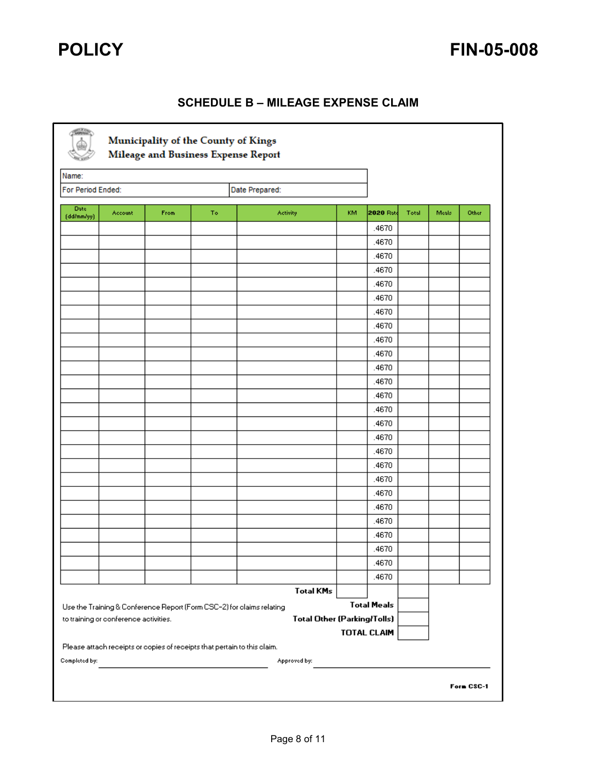## SCHEDULE B – MILEAGE EXPENSE CLAIM

**Municipality of the County of Kings**
**Mileage and Business Expense Report**

| Name: | |
|---|---|
| For Period Ended: | Date Prepared: |

| Date (dd/mm/yy) | Account | From | To | Activity | KM | 2020 Rate | Total | Meals | Other |
|---|---|---|---|---|---|---|---|---|---|
| | | | | | | .4670 | | | |
| | | | | | | .4670 | | | |
| | | | | | | .4670 | | | |
| | | | | | | .4670 | | | |
| | | | | | | .4670 | | | |
| | | | | | | .4670 | | | |
| | | | | | | .4670 | | | |
| | | | | | | .4670 | | | |
| | | | | | | .4670 | | | |
| | | | | | | .4670 | | | |
| | | | | | | .4670 | | | |
| | | | | | | .4670 | | | |
| | | | | | | .4670 | | | |
| | | | | | | .4670 | | | |
| | | | | | | .4670 | | | |
| | | | | | | .4670 | | | |
| | | | | | | .4670 | | | |
| | | | | | | .4670 | | | |
| | | | | | | .4670 | | | |
| | | | | | | .4670 | | | |
| | | | | | | .4670 | | | |
| | | | | | | .4670 | | | |
| | | | | | | .4670 | | | |
| | | | | | | .4670 | | | |
| | | | | | | .4670 | | | |
| | | | | | | .4670 | | | |
| | | | | Total KMs | | | | | |

Use the Training & Conference Report (Form CSC-2) for claims relating to training or conference activities.

| | |
|---|---|
| Total Meals | |
| Total Other (Parking/Tolls) | |
| TOTAL CLAIM | |

Please attach receipts or copies of receipts that pertain to this claim.

Completed by: ______________________ Approved by: ______________________

Form CSC-1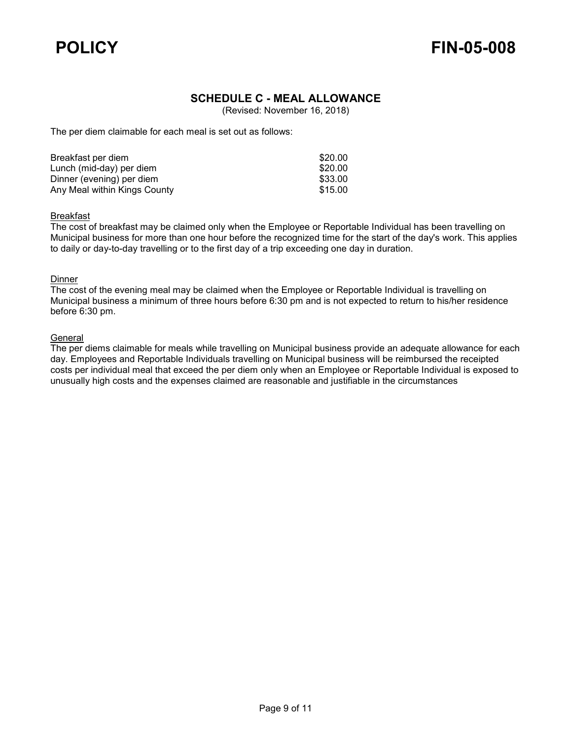## SCHEDULE C - MEAL ALLOWANCE

(Revised: November 16, 2018)

The per diem claimable for each meal is set out as follows:

| | |
|---|---|
| Breakfast per diem | $20.00 |
| Lunch (mid-day) per diem | $20.00 |
| Dinner (evening) per diem | $33.00 |
| Any Meal within Kings County | $15.00 |

Breakfast

The cost of breakfast may be claimed only when the Employee or Reportable Individual has been travelling on Municipal business for more than one hour before the recognized time for the start of the day's work. This applies to daily or day-to-day travelling or to the first day of a trip exceeding one day in duration.

Dinner

The cost of the evening meal may be claimed when the Employee or Reportable Individual is travelling on Municipal business a minimum of three hours before 6:30 pm and is not expected to return to his/her residence before 6:30 pm.

General

The per diems claimable for meals while travelling on Municipal business provide an adequate allowance for each day. Employees and Reportable Individuals travelling on Municipal business will be reimbursed the receipted costs per individual meal that exceed the per diem only when an Employee or Reportable Individual is exposed to unusually high costs and the expenses claimed are reasonable and justifiable in the circumstances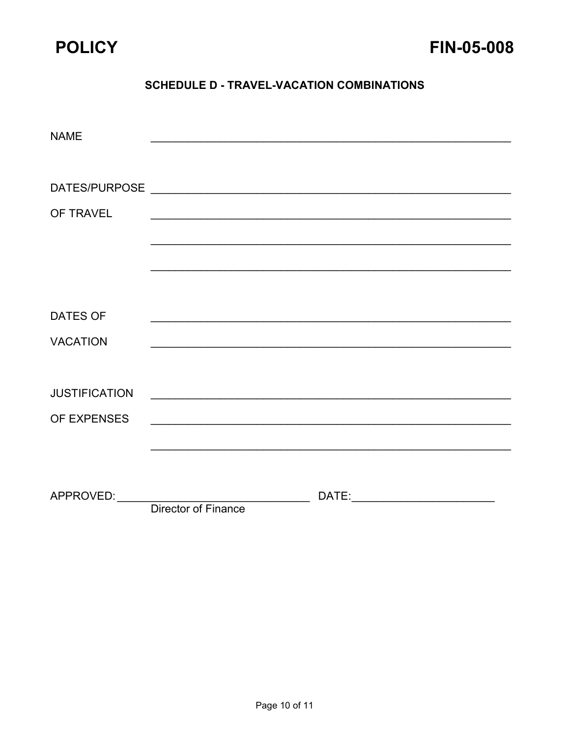POLICY FIN-05-008

### SCHEDULE D - TRAVEL-VACATION COMBINATIONS

NAME ____________________________________________________________

DATES/PURPOSE ____________________________________________________________

OF TRAVEL ____________________________________________________________

____________________________________________________________

____________________________________________________________

DATES OF ____________________________________________________________

VACATION ____________________________________________________________

JUSTIFICATION ____________________________________________________________

OF EXPENSES ____________________________________________________________

____________________________________________________________

APPROVED: ______________________________ DATE: ______________________

Director of Finance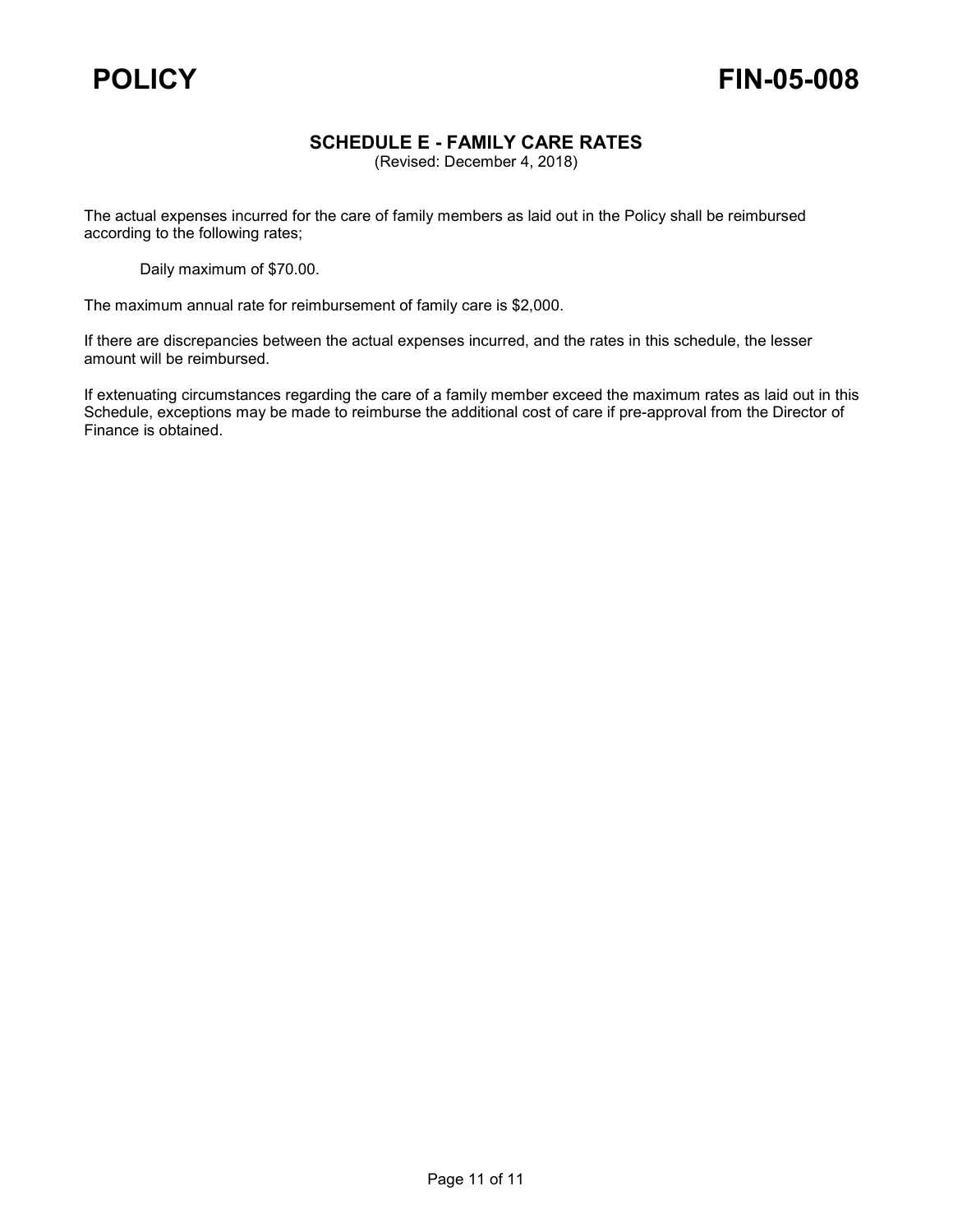**POLICY** **FIN-05-008**

## SCHEDULE E - FAMILY CARE RATES

(Revised: December 4, 2018)

The actual expenses incurred for the care of family members as laid out in the Policy shall be reimbursed according to the following rates;

Daily maximum of $70.00.

The maximum annual rate for reimbursement of family care is $2,000.

If there are discrepancies between the actual expenses incurred, and the rates in this schedule, the lesser amount will be reimbursed.

If extenuating circumstances regarding the care of a family member exceed the maximum rates as laid out in this Schedule, exceptions may be made to reimburse the additional cost of care if pre-approval from the Director of Finance is obtained.